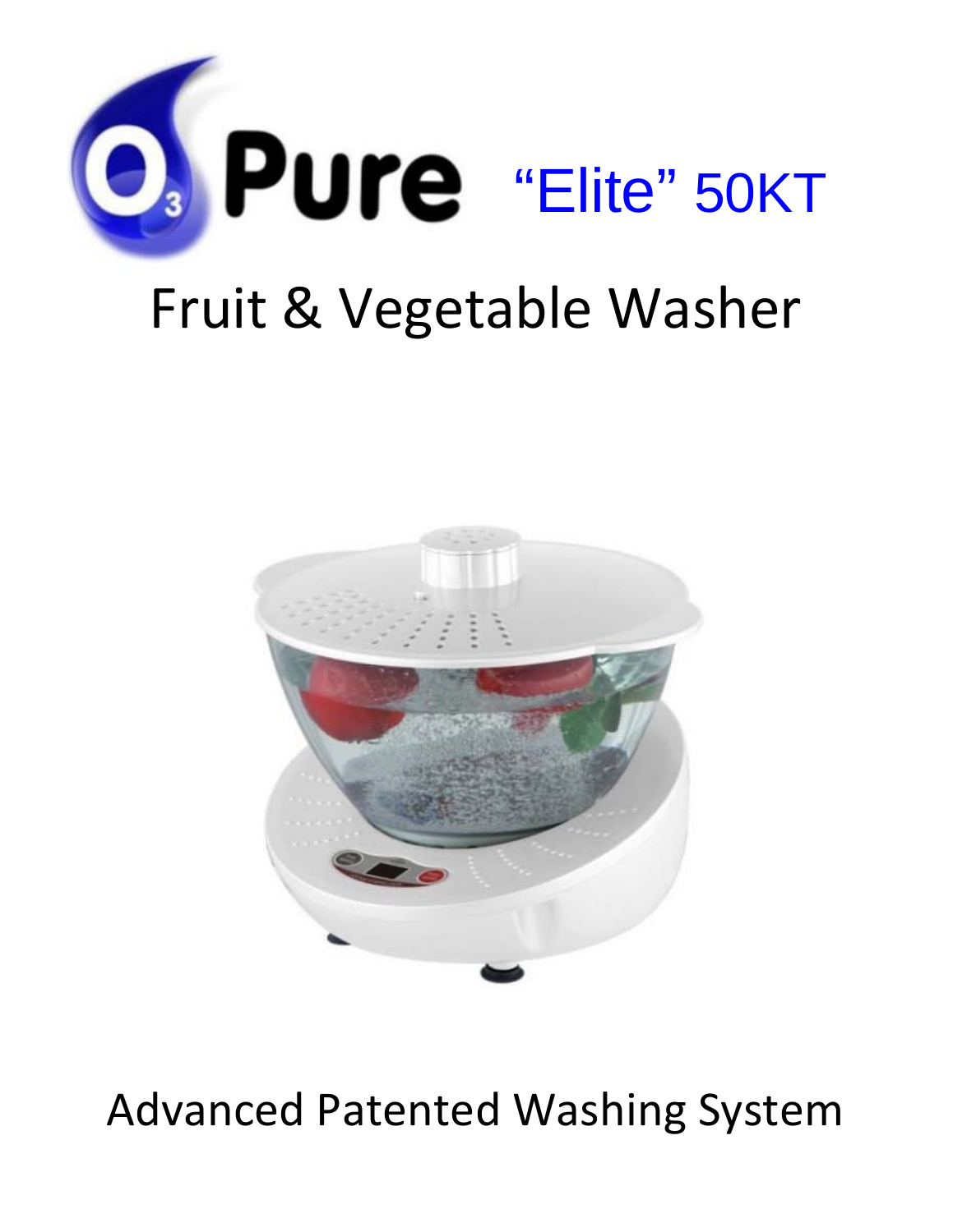# O3 Pure "Elite" 50KT

## Fruit & Vegetable Washer

Advanced Patented Washing System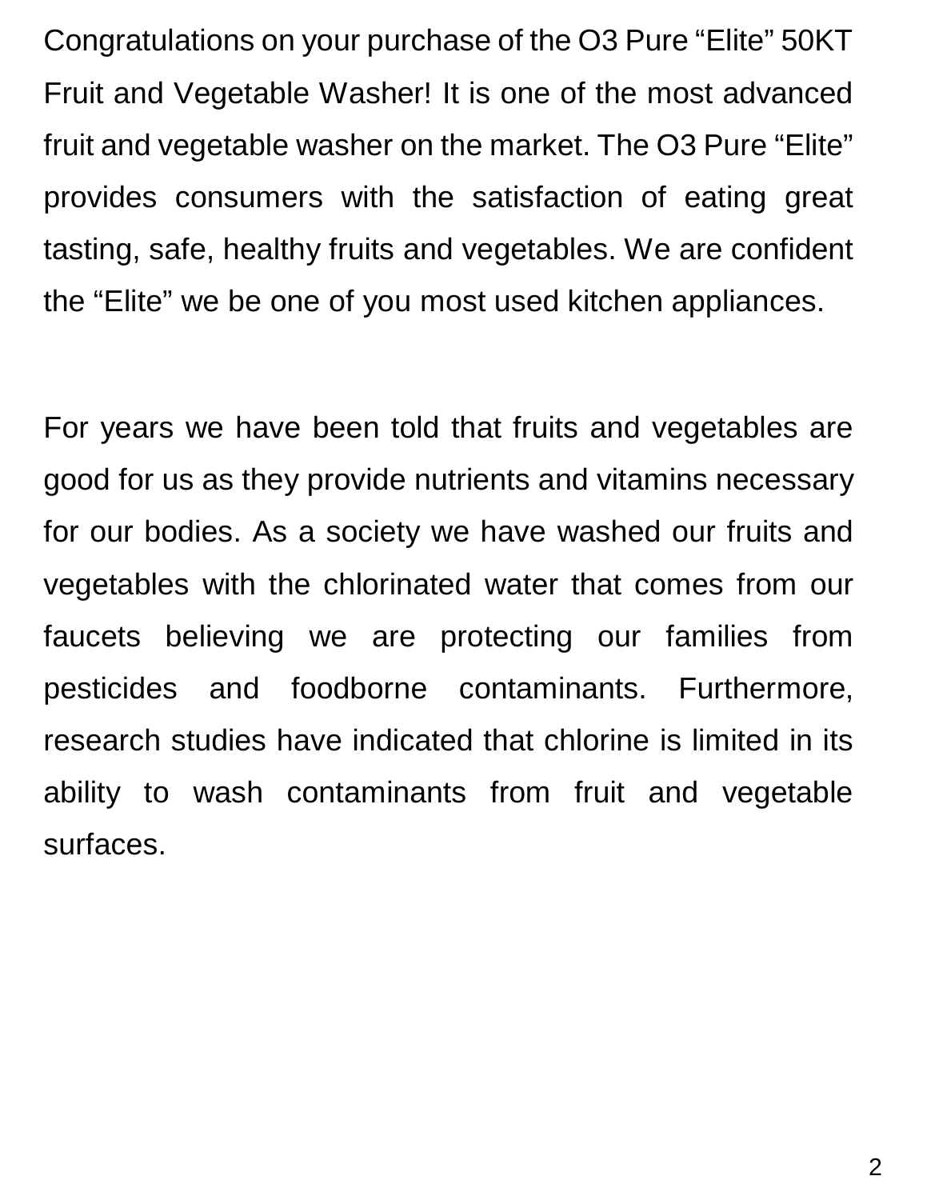Congratulations on your purchase of the O3 Pure “Elite” 50KT Fruit and Vegetable Washer! It is one of the most advanced fruit and vegetable washer on the market. The O3 Pure “Elite” provides consumers with the satisfaction of eating great tasting, safe, healthy fruits and vegetables. We are confident the “Elite” we be one of you most used kitchen appliances.

For years we have been told that fruits and vegetables are good for us as they provide nutrients and vitamins necessary for our bodies. As a society we have washed our fruits and vegetables with the chlorinated water that comes from our faucets believing we are protecting our families from pesticides and foodborne contaminants. Furthermore, research studies have indicated that chlorine is limited in its ability to wash contaminants from fruit and vegetable surfaces.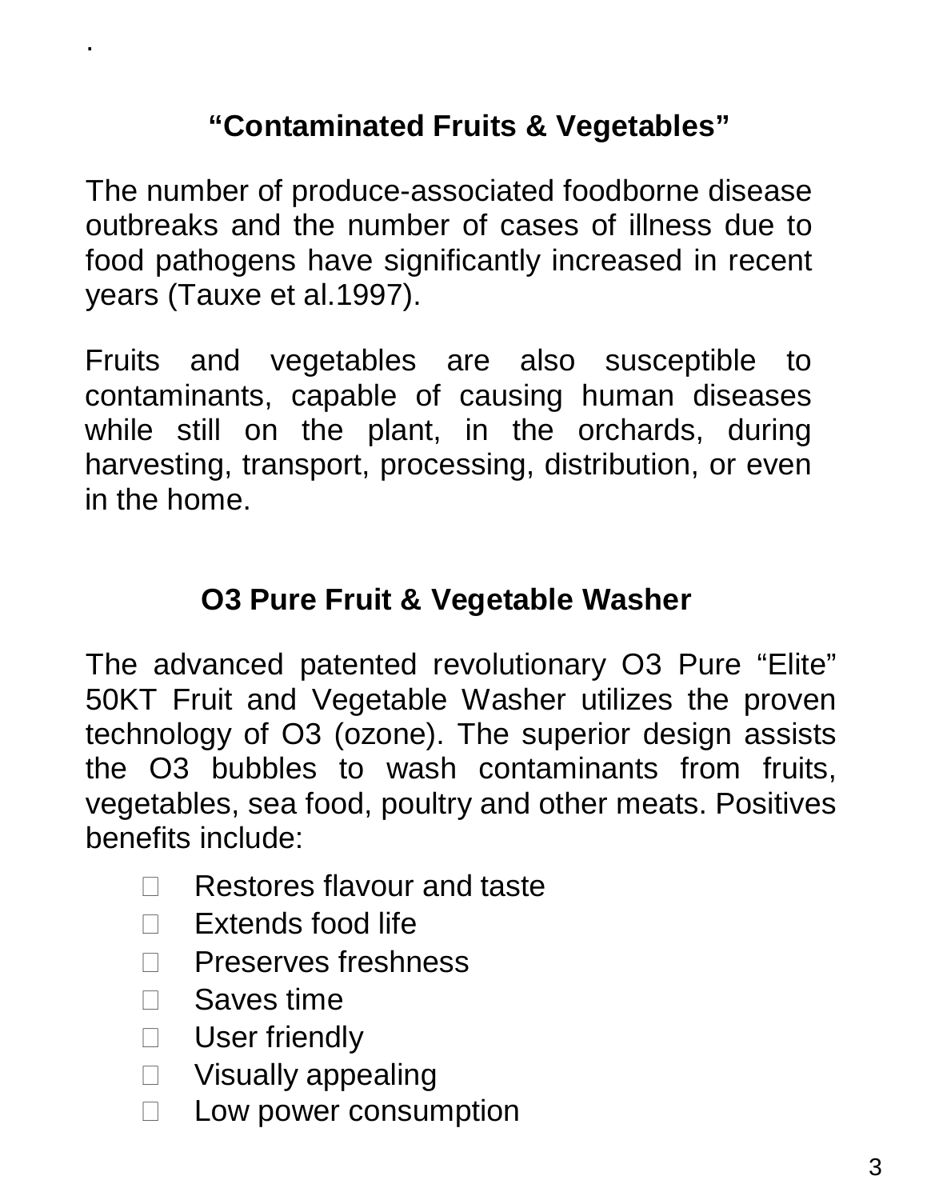.

## “Contaminated Fruits & Vegetables”

The number of produce-associated foodborne disease outbreaks and the number of cases of illness due to food pathogens have significantly increased in recent years (Tauxe et al.1997).

Fruits and vegetables are also susceptible to contaminants, capable of causing human diseases while still on the plant, in the orchards, during harvesting, transport, processing, distribution, or even in the home.

## O3 Pure Fruit & Vegetable Washer

The advanced patented revolutionary O3 Pure “Elite” 50KT Fruit and Vegetable Washer utilizes the proven technology of O3 (ozone). The superior design assists the O3 bubbles to wash contaminants from fruits, vegetables, sea food, poultry and other meats. Positives benefits include:

- Restores flavour and taste
- Extends food life
- Preserves freshness
- Saves time
- User friendly
- Visually appealing
- Low power consumption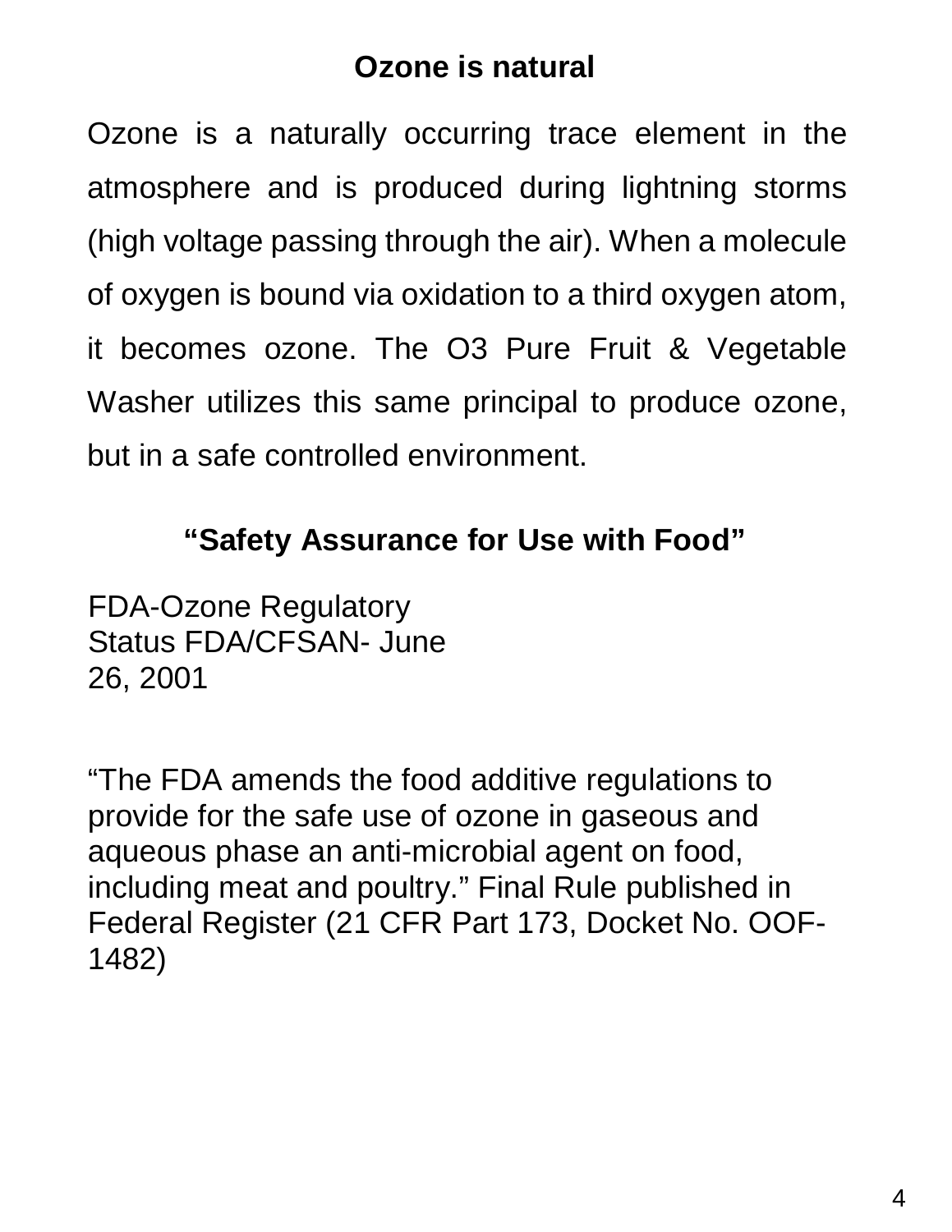## Ozone is natural

Ozone is a naturally occurring trace element in the atmosphere and is produced during lightning storms (high voltage passing through the air). When a molecule of oxygen is bound via oxidation to a third oxygen atom, it becomes ozone. The O3 Pure Fruit & Vegetable Washer utilizes this same principal to produce ozone, but in a safe controlled environment.

## "Safety Assurance for Use with Food"

FDA-Ozone Regulatory
Status FDA/CFSAN- June
26, 2001

"The FDA amends the food additive regulations to provide for the safe use of ozone in gaseous and aqueous phase an anti-microbial agent on food, including meat and poultry." Final Rule published in Federal Register (21 CFR Part 173, Docket No. OOF-1482)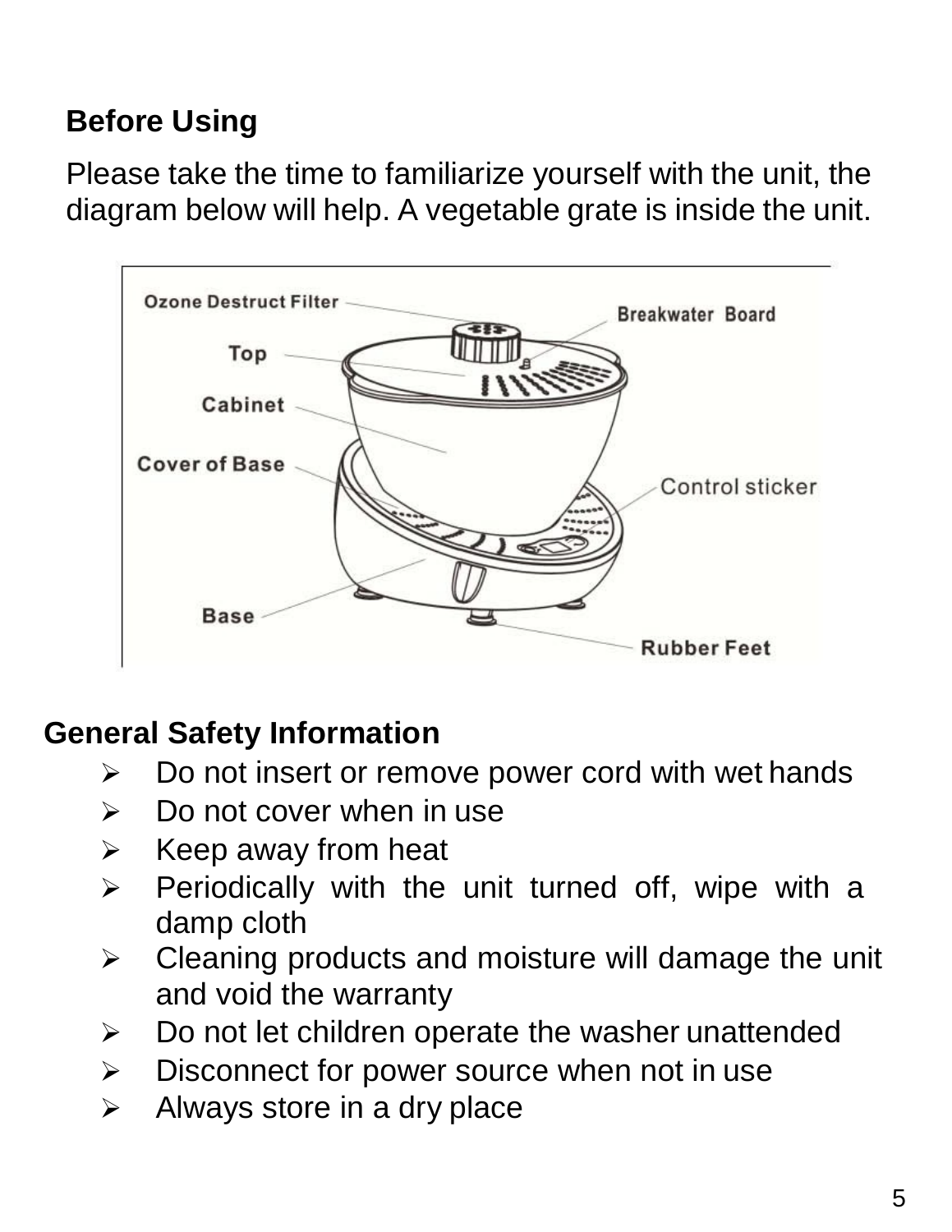## Before Using

Please take the time to familiarize yourself with the unit, the diagram below will help. A vegetable grate is inside the unit.

Ozone Destruct Filter

Breakwater Board

Top

Cabinet

Cover of Base

Control sticker

Base

Rubber Feet

## General Safety Information

- Do not insert or remove power cord with wet hands
- Do not cover when in use
- Keep away from heat
- Periodically with the unit turned off, wipe with a damp cloth
- Cleaning products and moisture will damage the unit and void the warranty
- Do not let children operate the washer unattended
- Disconnect for power source when not in use
- Always store in a dry place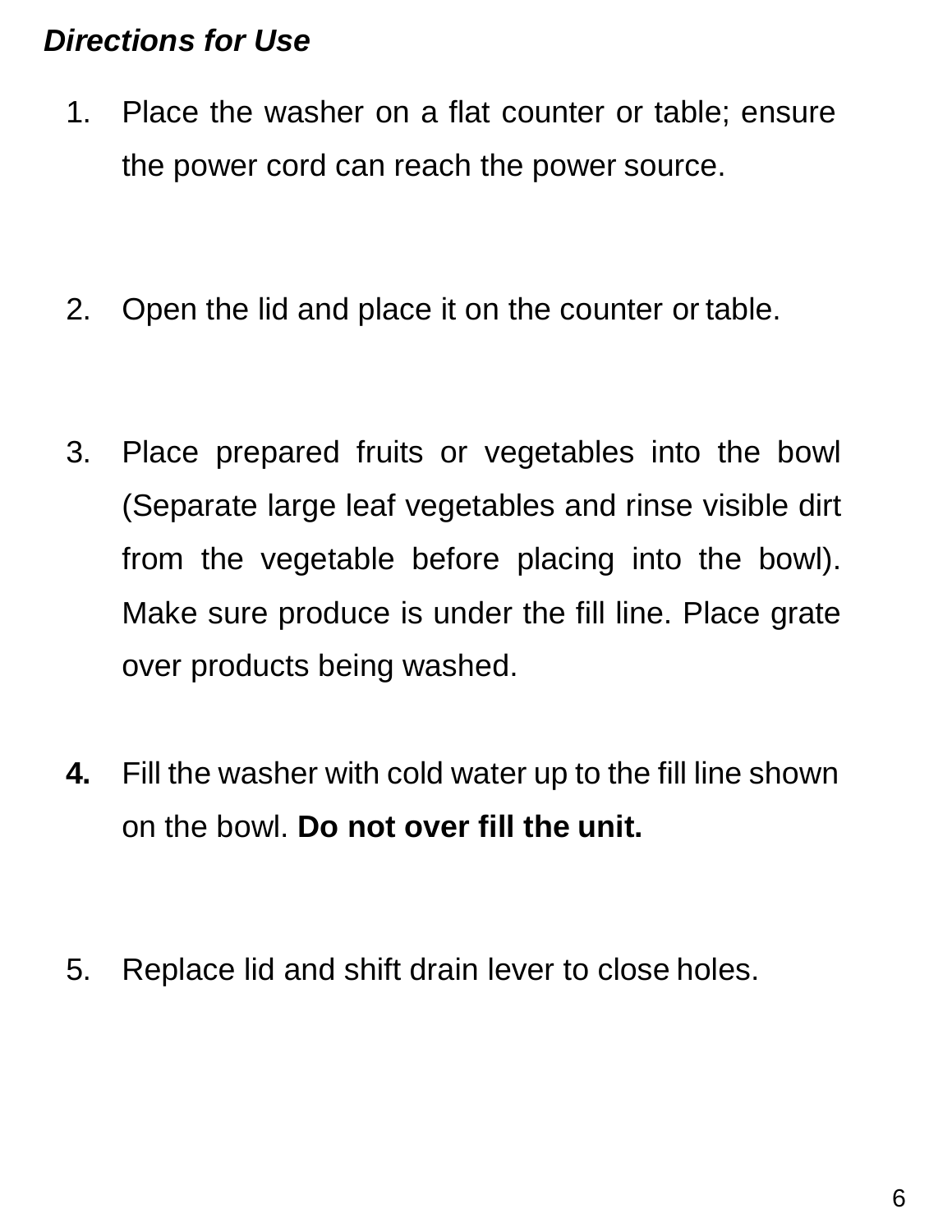***Directions for Use***

1. Place the washer on a flat counter or table; ensure the power cord can reach the power source.

2. Open the lid and place it on the counter or table.

3. Place prepared fruits or vegetables into the bowl (Separate large leaf vegetables and rinse visible dirt from the vegetable before placing into the bowl). Make sure produce is under the fill line. Place grate over products being washed.

4. Fill the washer with cold water up to the fill line shown on the bowl. **Do not over fill the unit.**

5. Replace lid and shift drain lever to close holes.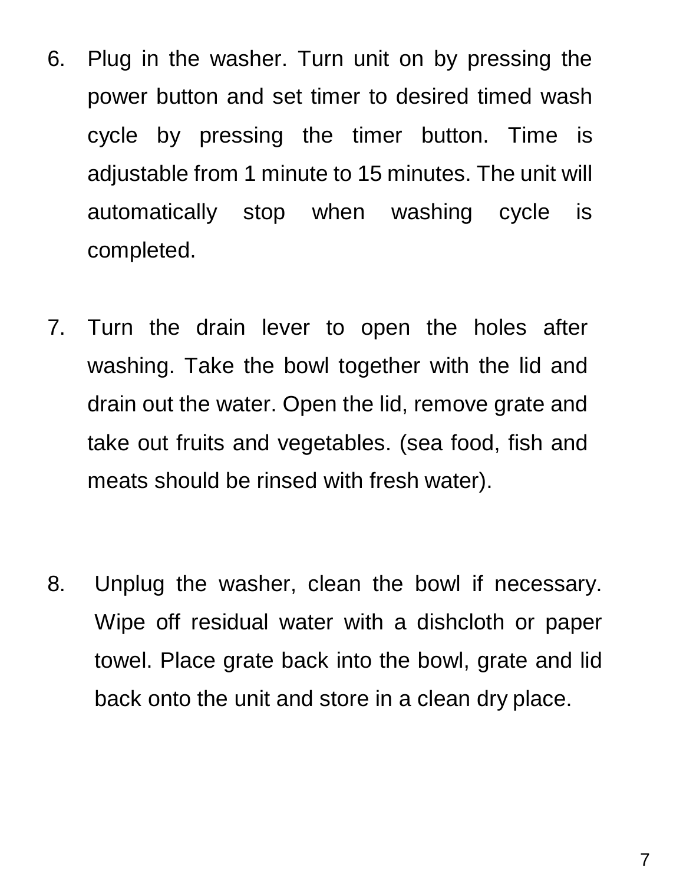6. Plug in the washer. Turn unit on by pressing the power button and set timer to desired timed wash cycle by pressing the timer button. Time is adjustable from 1 minute to 15 minutes. The unit will automatically stop when washing cycle is completed.

7. Turn the drain lever to open the holes after washing. Take the bowl together with the lid and drain out the water. Open the lid, remove grate and take out fruits and vegetables. (sea food, fish and meats should be rinsed with fresh water).

8. Unplug the washer, clean the bowl if necessary. Wipe off residual water with a dishcloth or paper towel. Place grate back into the bowl, grate and lid back onto the unit and store in a clean dry place.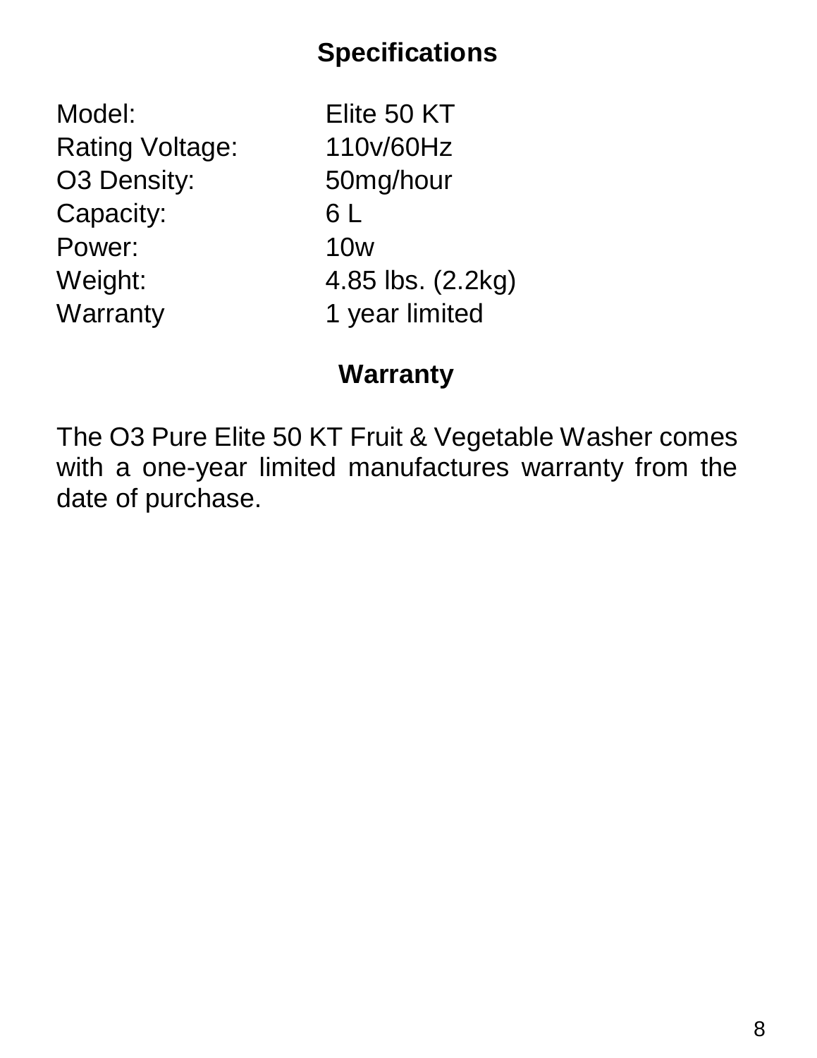## Specifications

| | |
|---|---|
| Model: | Elite 50 KT |
| Rating Voltage: | 110v/60Hz |
| O3 Density: | 50mg/hour |
| Capacity: | 6 L |
| Power: | 10w |
| Weight: | 4.85 lbs. (2.2kg) |
| Warranty | 1 year limited |

## Warranty

The O3 Pure Elite 50 KT Fruit & Vegetable Washer comes with a one-year limited manufactures warranty from the date of purchase.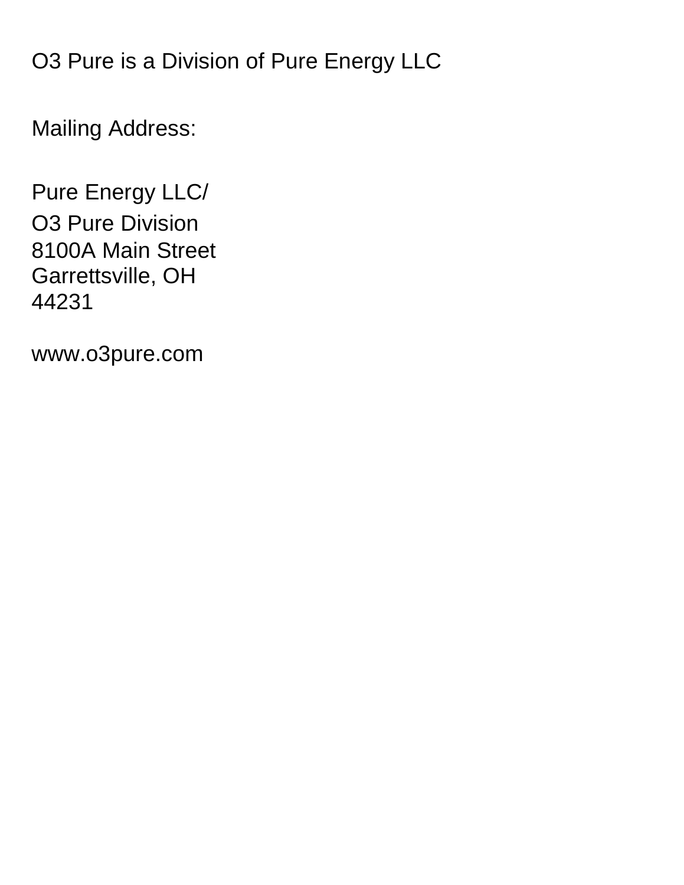O3 Pure is a Division of Pure Energy LLC

Mailing Address:

Pure Energy LLC/  
O3 Pure Division  
8100A Main Street  
Garrettsville, OH  
44231

www.o3pure.com